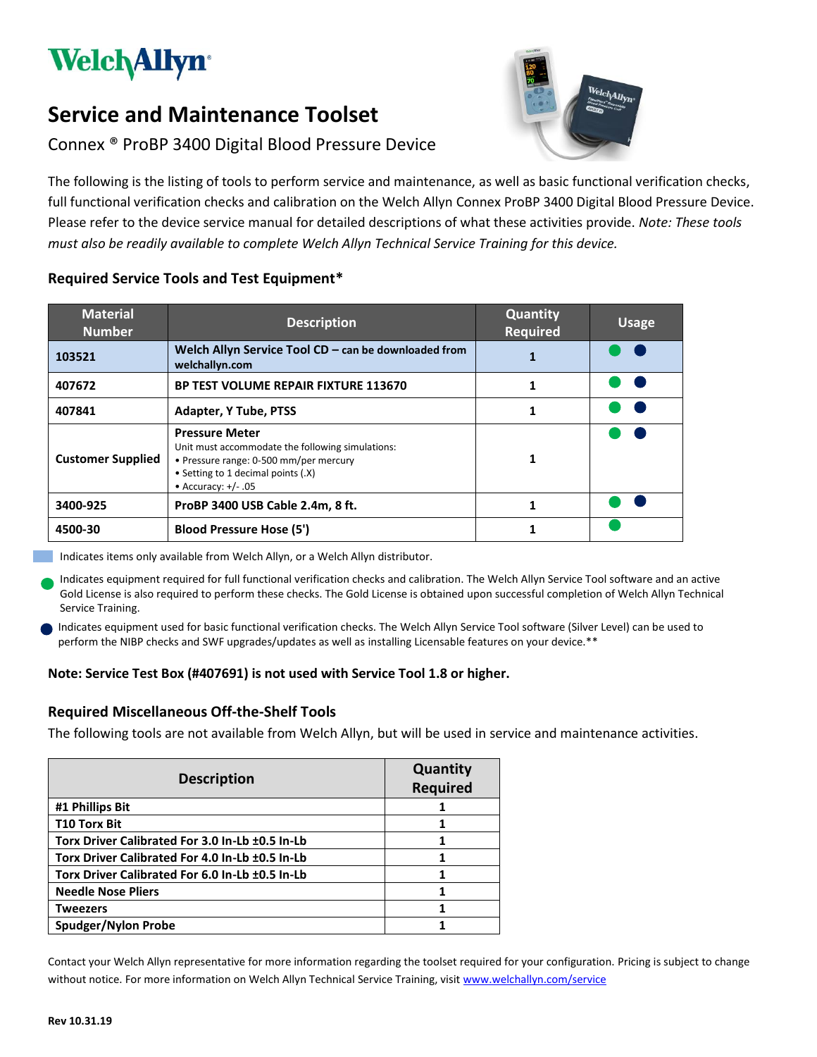# Service and Maintenance Toolset

Connex ® ProBP 3400 Digital Blood Pressure Device

The following is the listing of tools to perform service and maintenance, as well as basic functional verification checks, full functional verification checks and calibration on the Welch Allyn Connex ProBP 3400 Digital Blood Pressure Device. Please refer to the device service manual for detailed descriptions of what these activities provide. *Note: These tools must also be readily available to complete Welch Allyn Technical Service Training for this device.*

## Required Service Tools and Test Equipment*

| Material Number | Description | Quantity Required | Usage |
|---|---|---|---|
| **103521** | **Welch Allyn Service Tool CD – can be downloaded from welchallyn.com** | **1** | ● (green) ● (blue) |
| **407672** | **BP TEST VOLUME REPAIR FIXTURE 113670** | **1** | ● (green) ● (blue) |
| **407841** | **Adapter, Y Tube, PTSS** | **1** | ● (green) ● (blue) |
| **Customer Supplied** | **Pressure Meter**<br>Unit must accommodate the following simulations:<br>• Pressure range: 0-500 mm/per mercury<br>• Setting to 1 decimal points (.X)<br>• Accuracy: +/- .05 | **1** | ● (green) ● (blue) |
| **3400-925** | **ProBP 3400 USB Cable 2.4m, 8 ft.** | **1** | ● (green) ● (blue) |
| **4500-30** | **Blood Pressure Hose (5')** | **1** | ● (green) |

(Shaded) Indicates items only available from Welch Allyn, or a Welch Allyn distributor.

● (green) Indicates equipment required for full functional verification checks and calibration. The Welch Allyn Service Tool software and an active Gold License is also required to perform these checks. The Gold License is obtained upon successful completion of Welch Allyn Technical Service Training.

● (blue) Indicates equipment used for basic functional verification checks. The Welch Allyn Service Tool software (Silver Level) can be used to perform the NIBP checks and SWF upgrades/updates as well as installing Licensable features on your device.**

**Note: Service Test Box (#407691) is not used with Service Tool 1.8 or higher.**

## Required Miscellaneous Off-the-Shelf Tools

The following tools are not available from Welch Allyn, but will be used in service and maintenance activities.

| Description | Quantity Required |
|---|---|
| **#1 Phillips Bit** | **1** |
| **T10 Torx Bit** | **1** |
| **Torx Driver Calibrated For 3.0 In-Lb ±0.5 In-Lb** | **1** |
| **Torx Driver Calibrated For 4.0 In-Lb ±0.5 In-Lb** | **1** |
| **Torx Driver Calibrated For 6.0 In-Lb ±0.5 In-Lb** | **1** |
| **Needle Nose Pliers** | **1** |
| **Tweezers** | **1** |
| **Spudger/Nylon Probe** | **1** |

Contact your Welch Allyn representative for more information regarding the toolset required for your configuration. Pricing is subject to change without notice. For more information on Welch Allyn Technical Service Training, visit www.welchallyn.com/service

**Rev 10.31.19**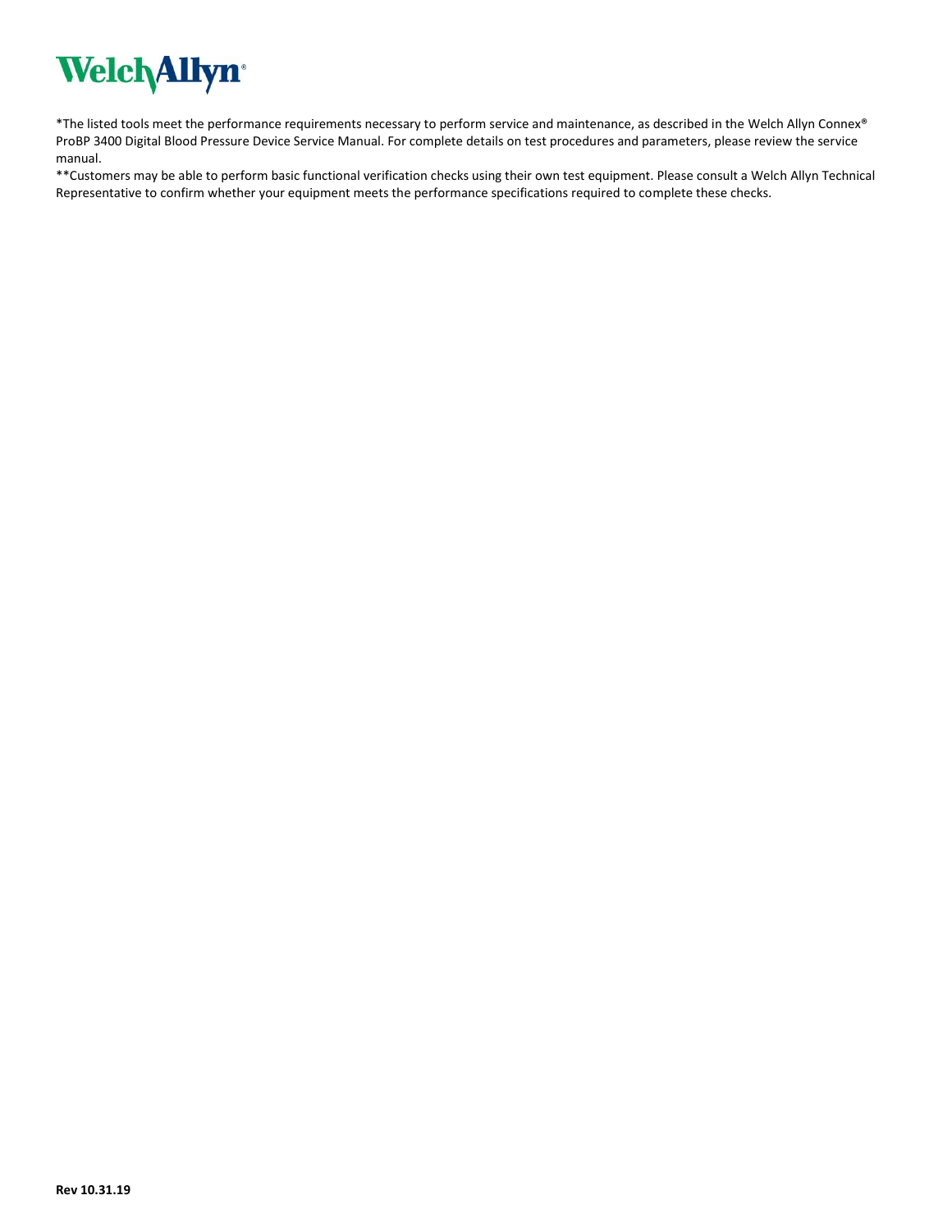*The listed tools meet the performance requirements necessary to perform service and maintenance, as described in the Welch Allyn Connex® ProBP 3400 Digital Blood Pressure Device Service Manual. For complete details on test procedures and parameters, please review the service manual.

**Customers may be able to perform basic functional verification checks using their own test equipment. Please consult a Welch Allyn Technical Representative to confirm whether your equipment meets the performance specifications required to complete these checks.

**Rev 10.31.19**